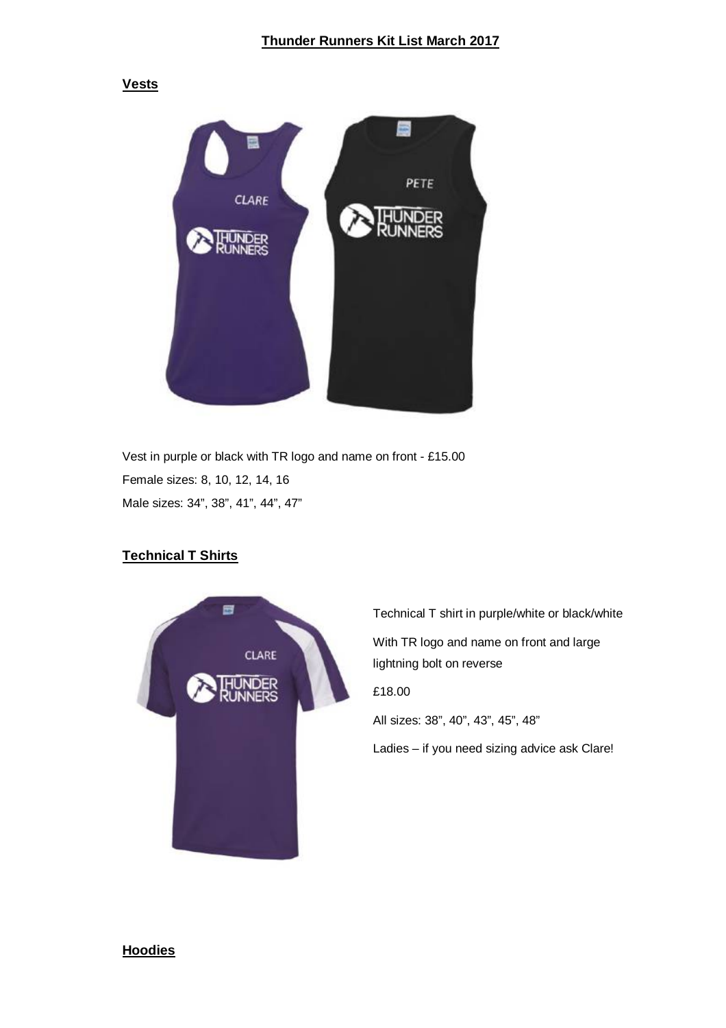## Thunder Runners Kit List March 2017

### Vests

Vest in purple or black with TR logo and name on front - £15.00

Female sizes: 8, 10, 12, 14, 16

Male sizes: 34”, 38”, 41”, 44”, 47”

### Technical T Shirts

Technical T shirt in purple/white or black/white

With TR logo and name on front and large lightning bolt on reverse

£18.00

All sizes: 38”, 40”, 43”, 45”, 48”

Ladies – if you need sizing advice ask Clare!

### Hoodies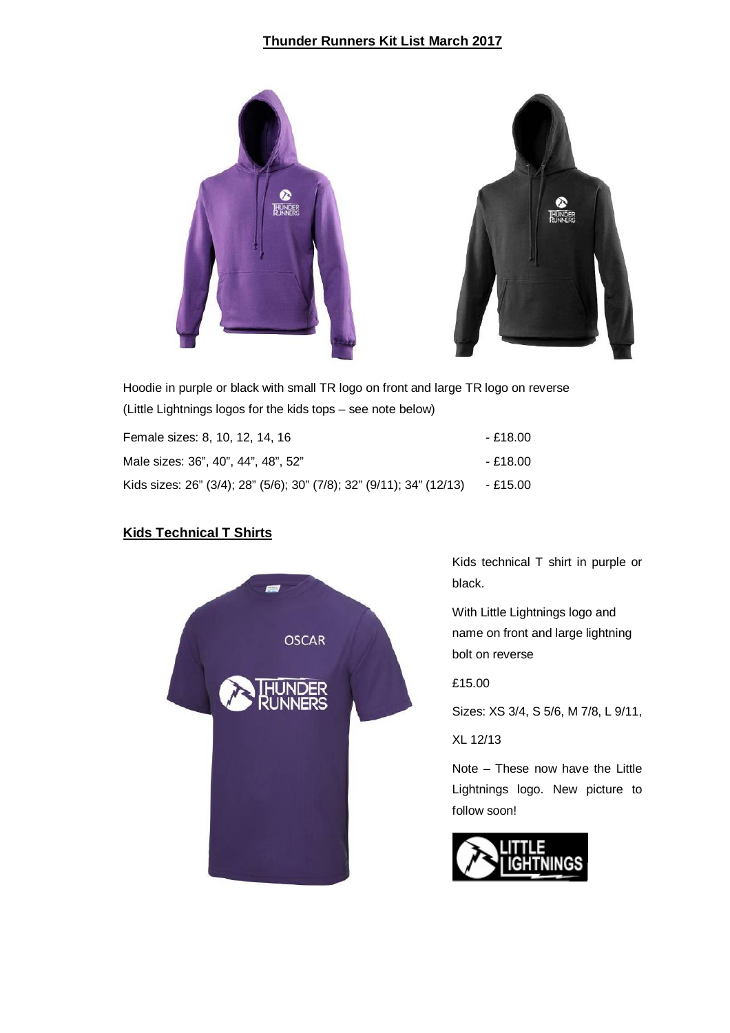## Thunder Runners Kit List March 2017

Hoodie in purple or black with small TR logo on front and large TR logo on reverse
(Little Lightnings logos for the kids tops – see note below)

| | |
|---|---|
| Female sizes: 8, 10, 12, 14, 16 | - £18.00 |
| Male sizes: 36", 40", 44", 48", 52" | - £18.00 |
| Kids sizes: 26" (3/4); 28" (5/6); 30" (7/8); 32" (9/11); 34" (12/13) | - £15.00 |

### Kids Technical T Shirts

Kids technical T shirt in purple or black.

With Little Lightnings logo and name on front and large lightning bolt on reverse

£15.00

Sizes: XS 3/4, S 5/6, M 7/8, L 9/11, XL 12/13

Note – These now have the Little Lightnings logo. New picture to follow soon!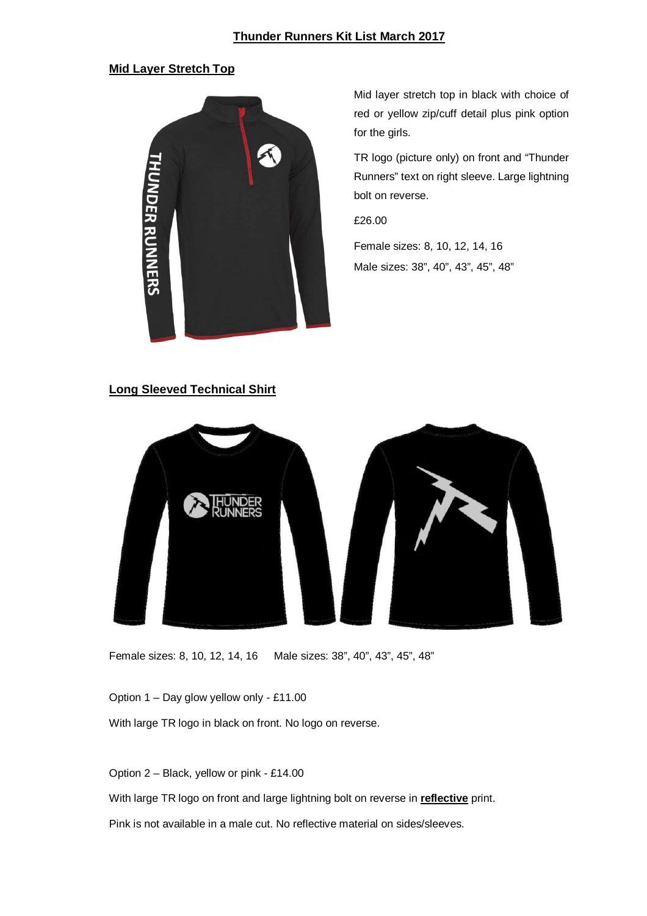## Thunder Runners Kit List March 2017

### Mid Layer Stretch Top

Mid layer stretch top in black with choice of red or yellow zip/cuff detail plus pink option for the girls.

TR logo (picture only) on front and "Thunder Runners" text on right sleeve. Large lightning bolt on reverse.

£26.00

Female sizes: 8, 10, 12, 14, 16

Male sizes: 38", 40", 43", 45", 48"

### Long Sleeved Technical Shirt

Female sizes: 8, 10, 12, 14, 16     Male sizes: 38", 40", 43", 45", 48"

Option 1 – Day glow yellow only - £11.00

With large TR logo in black on front. No logo on reverse.

Option 2 – Black, yellow or pink - £14.00

With large TR logo on front and large lightning bolt on reverse in **reflective** print.

Pink is not available in a male cut. No reflective material on sides/sleeves.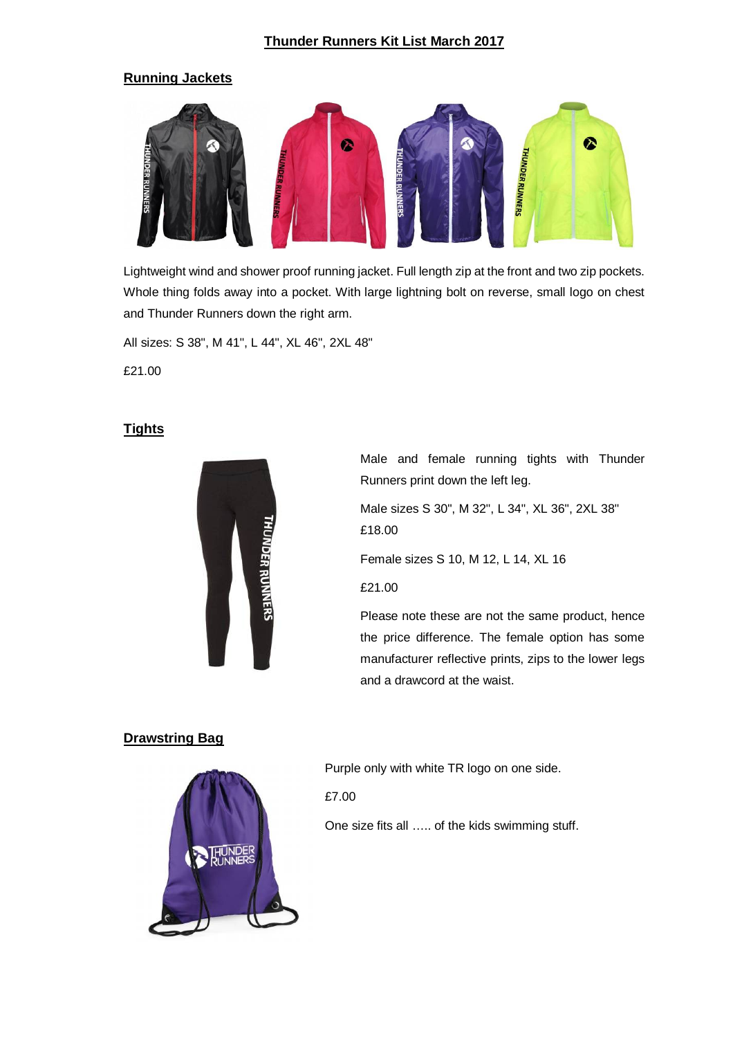# Thunder Runners Kit List March 2017

## Running Jackets

Lightweight wind and shower proof running jacket. Full length zip at the front and two zip pockets. Whole thing folds away into a pocket. With large lightning bolt on reverse, small logo on chest and Thunder Runners down the right arm.

All sizes: S 38", M 41", L 44", XL 46", 2XL 48"

£21.00

## Tights

Male and female running tights with Thunder Runners print down the left leg.

Male sizes S 30", M 32", L 34", XL 36", 2XL 38"
£18.00

Female sizes S 10, M 12, L 14, XL 16

£21.00

Please note these are not the same product, hence the price difference. The female option has some manufacturer reflective prints, zips to the lower legs and a drawcord at the waist.

## Drawstring Bag

Purple only with white TR logo on one side.

£7.00

One size fits all ….. of the kids swimming stuff.